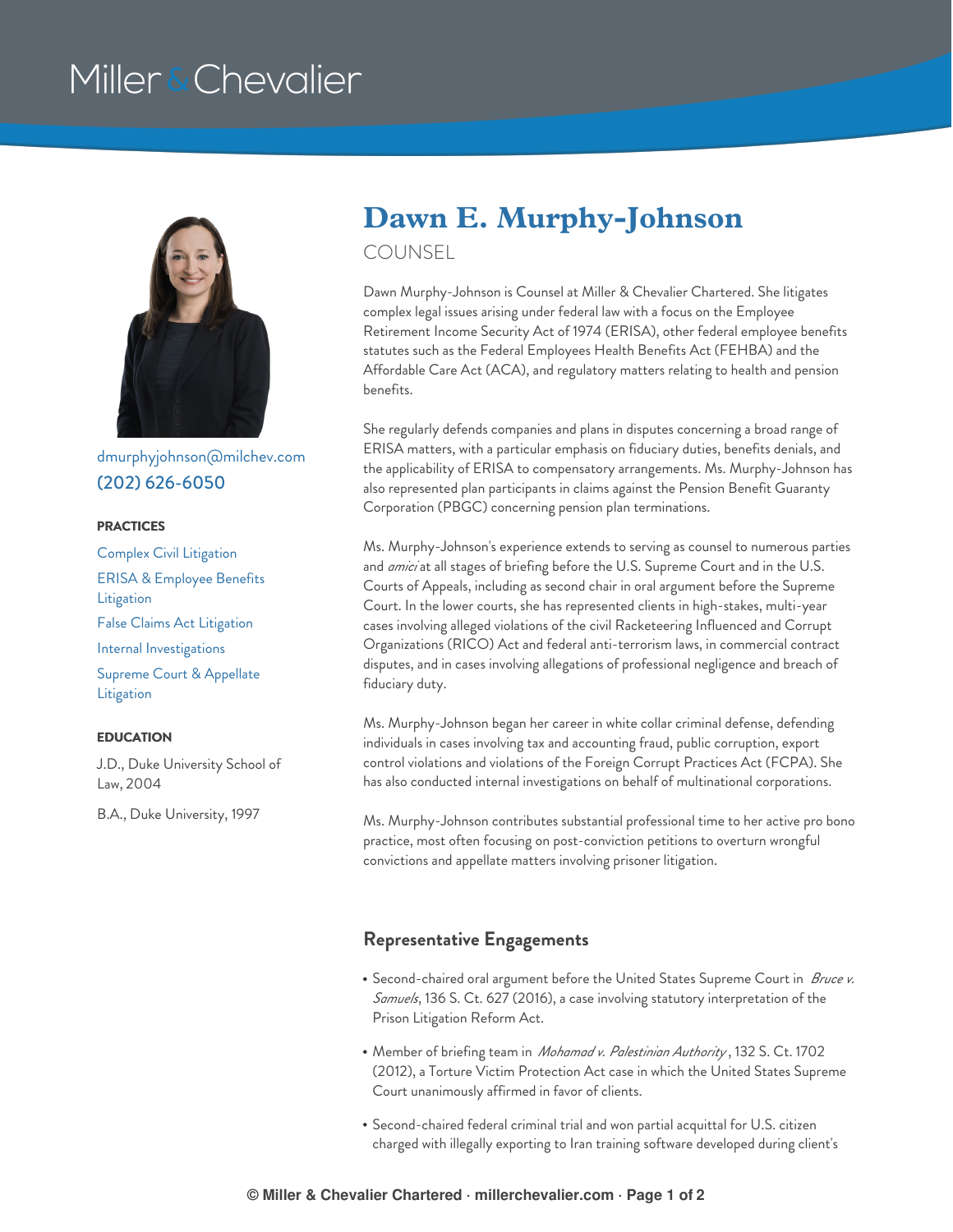Miller & Chevalier

dmurphyjohnson@milchev.com
(202) 626-6050

**PRACTICES**

- Complex Civil Litigation
- ERISA & Employee Benefits Litigation
- False Claims Act Litigation
- Internal Investigations
- Supreme Court & Appellate Litigation

**EDUCATION**

J.D., Duke University School of Law, 2004

B.A., Duke University, 1997

# Dawn E. Murphy-Johnson

COUNSEL

Dawn Murphy-Johnson is Counsel at Miller & Chevalier Chartered. She litigates complex legal issues arising under federal law with a focus on the Employee Retirement Income Security Act of 1974 (ERISA), other federal employee benefits statutes such as the Federal Employees Health Benefits Act (FEHBA) and the Affordable Care Act (ACA), and regulatory matters relating to health and pension benefits.

She regularly defends companies and plans in disputes concerning a broad range of ERISA matters, with a particular emphasis on fiduciary duties, benefits denials, and the applicability of ERISA to compensatory arrangements. Ms. Murphy-Johnson has also represented plan participants in claims against the Pension Benefit Guaranty Corporation (PBGC) concerning pension plan terminations.

Ms. Murphy-Johnson's experience extends to serving as counsel to numerous parties and *amici* at all stages of briefing before the U.S. Supreme Court and in the U.S. Courts of Appeals, including as second chair in oral argument before the Supreme Court. In the lower courts, she has represented clients in high-stakes, multi-year cases involving alleged violations of the civil Racketeering Influenced and Corrupt Organizations (RICO) Act and federal anti-terrorism laws, in commercial contract disputes, and in cases involving allegations of professional negligence and breach of fiduciary duty.

Ms. Murphy-Johnson began her career in white collar criminal defense, defending individuals in cases involving tax and accounting fraud, public corruption, export control violations and violations of the Foreign Corrupt Practices Act (FCPA). She has also conducted internal investigations on behalf of multinational corporations.

Ms. Murphy-Johnson contributes substantial professional time to her active pro bono practice, most often focusing on post-conviction petitions to overturn wrongful convictions and appellate matters involving prisoner litigation.

## Representative Engagements

- Second-chaired oral argument before the United States Supreme Court in *Bruce v. Samuels*, 136 S. Ct. 627 (2016), a case involving statutory interpretation of the Prison Litigation Reform Act.
- Member of briefing team in *Mohamad v. Palestinian Authority*, 132 S. Ct. 1702 (2012), a Torture Victim Protection Act case in which the United States Supreme Court unanimously affirmed in favor of clients.
- Second-chaired federal criminal trial and won partial acquittal for U.S. citizen charged with illegally exporting to Iran training software developed during client's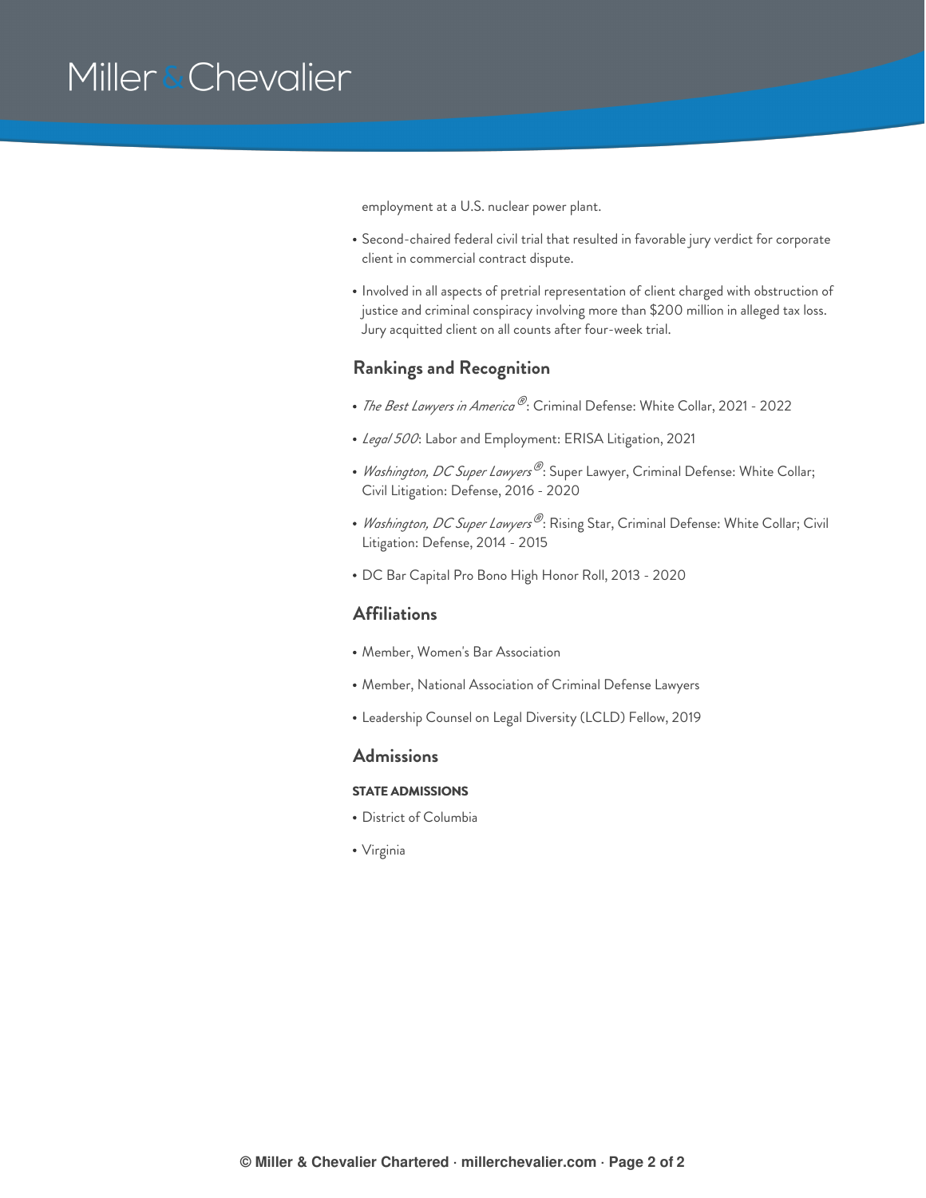employment at a U.S. nuclear power plant.

- Second-chaired federal civil trial that resulted in favorable jury verdict for corporate client in commercial contract dispute.
- Involved in all aspects of pretrial representation of client charged with obstruction of justice and criminal conspiracy involving more than $200 million in alleged tax loss. Jury acquitted client on all counts after four-week trial.

## Rankings and Recognition

- *The Best Lawyers in America®*: Criminal Defense: White Collar, 2021 - 2022
- *Legal 500*: Labor and Employment: ERISA Litigation, 2021
- *Washington, DC Super Lawyers®*: Super Lawyer, Criminal Defense: White Collar; Civil Litigation: Defense, 2016 - 2020
- *Washington, DC Super Lawyers®*: Rising Star, Criminal Defense: White Collar; Civil Litigation: Defense, 2014 - 2015
- DC Bar Capital Pro Bono High Honor Roll, 2013 - 2020

## Affiliations

- Member, Women's Bar Association
- Member, National Association of Criminal Defense Lawyers
- Leadership Counsel on Legal Diversity (LCLD) Fellow, 2019

## Admissions

### STATE ADMISSIONS

- District of Columbia
- Virginia